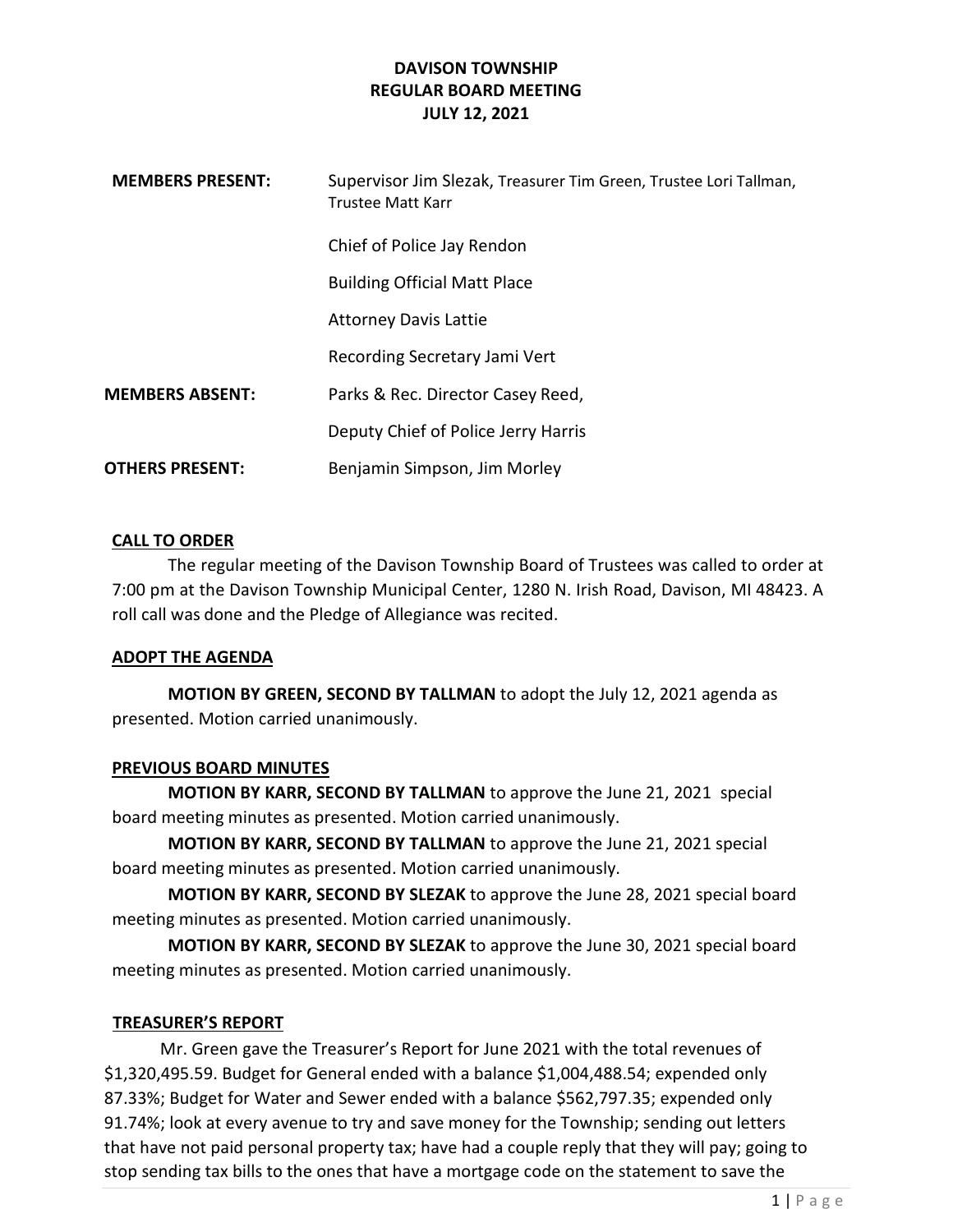**DAVISON TOWNSHIP**
**REGULAR BOARD MEETING**
**JULY 12, 2021**

| | |
|---|---|
| **MEMBERS PRESENT:** | Supervisor Jim Slezak, Treasurer Tim Green, Trustee Lori Tallman, Trustee Matt Karr |
| | Chief of Police Jay Rendon |
| | Building Official Matt Place |
| | Attorney Davis Lattie |
| | Recording Secretary Jami Vert |
| **MEMBERS ABSENT:** | Parks & Rec. Director Casey Reed, |
| | Deputy Chief of Police Jerry Harris |
| **OTHERS PRESENT:** | Benjamin Simpson, Jim Morley |

## CALL TO ORDER

The regular meeting of the Davison Township Board of Trustees was called to order at 7:00 pm at the Davison Township Municipal Center, 1280 N. Irish Road, Davison, MI 48423. A roll call was done and the Pledge of Allegiance was recited.

## ADOPT THE AGENDA

**MOTION BY GREEN, SECOND BY TALLMAN** to adopt the July 12, 2021 agenda as presented. Motion carried unanimously.

## PREVIOUS BOARD MINUTES

**MOTION BY KARR, SECOND BY TALLMAN** to approve the June 21, 2021 special board meeting minutes as presented. Motion carried unanimously.

**MOTION BY KARR, SECOND BY TALLMAN** to approve the June 21, 2021 special board meeting minutes as presented. Motion carried unanimously.

**MOTION BY KARR, SECOND BY SLEZAK** to approve the June 28, 2021 special board meeting minutes as presented. Motion carried unanimously.

**MOTION BY KARR, SECOND BY SLEZAK** to approve the June 30, 2021 special board meeting minutes as presented. Motion carried unanimously.

## TREASURER'S REPORT

Mr. Green gave the Treasurer's Report for June 2021 with the total revenues of $1,320,495.59. Budget for General ended with a balance $1,004,488.54; expended only 87.33%; Budget for Water and Sewer ended with a balance $562,797.35; expended only 91.74%; look at every avenue to try and save money for the Township; sending out letters that have not paid personal property tax; have had a couple reply that they will pay; going to stop sending tax bills to the ones that have a mortgage code on the statement to save the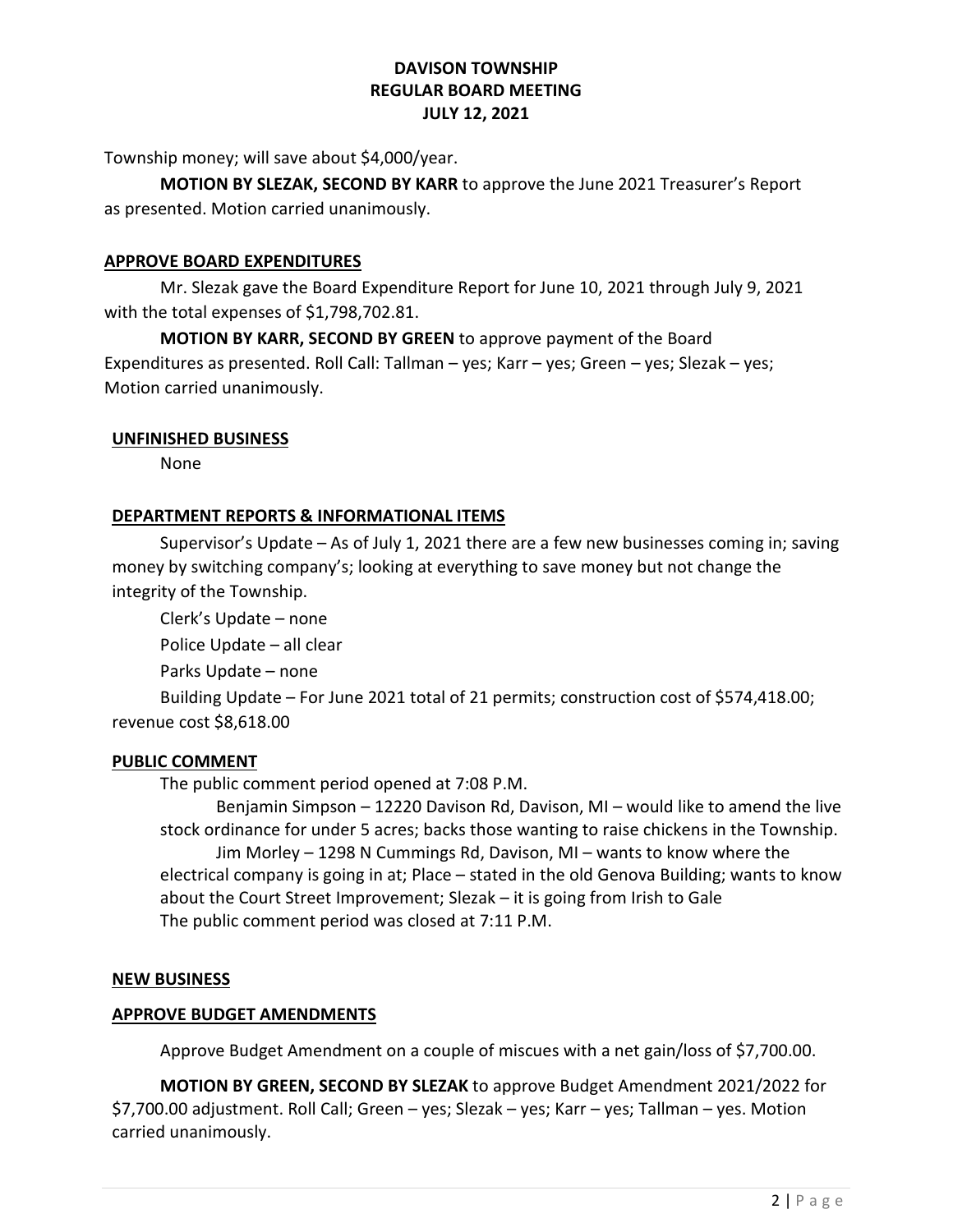Township money; will save about $4,000/year.

**MOTION BY SLEZAK, SECOND BY KARR** to approve the June 2021 Treasurer's Report as presented. Motion carried unanimously.

## APPROVE BOARD EXPENDITURES

Mr. Slezak gave the Board Expenditure Report for June 10, 2021 through July 9, 2021 with the total expenses of $1,798,702.81.

**MOTION BY KARR, SECOND BY GREEN** to approve payment of the Board Expenditures as presented. Roll Call: Tallman – yes; Karr – yes; Green – yes; Slezak – yes; Motion carried unanimously.

## UNFINISHED BUSINESS

None

## DEPARTMENT REPORTS & INFORMATIONAL ITEMS

Supervisor's Update – As of July 1, 2021 there are a few new businesses coming in; saving money by switching company's; looking at everything to save money but not change the integrity of the Township.

Clerk's Update – none

Police Update – all clear

Parks Update – none

Building Update – For June 2021 total of 21 permits; construction cost of $574,418.00; revenue cost $8,618.00

## PUBLIC COMMENT

The public comment period opened at 7:08 P.M.

Benjamin Simpson – 12220 Davison Rd, Davison, MI – would like to amend the live stock ordinance for under 5 acres; backs those wanting to raise chickens in the Township.

Jim Morley – 1298 N Cummings Rd, Davison, MI – wants to know where the electrical company is going in at; Place – stated in the old Genova Building; wants to know about the Court Street Improvement; Slezak – it is going from Irish to Gale

The public comment period was closed at 7:11 P.M.

## NEW BUSINESS

## APPROVE BUDGET AMENDMENTS

Approve Budget Amendment on a couple of miscues with a net gain/loss of $7,700.00.

**MOTION BY GREEN, SECOND BY SLEZAK** to approve Budget Amendment 2021/2022 for $7,700.00 adjustment. Roll Call; Green – yes; Slezak – yes; Karr – yes; Tallman – yes. Motion carried unanimously.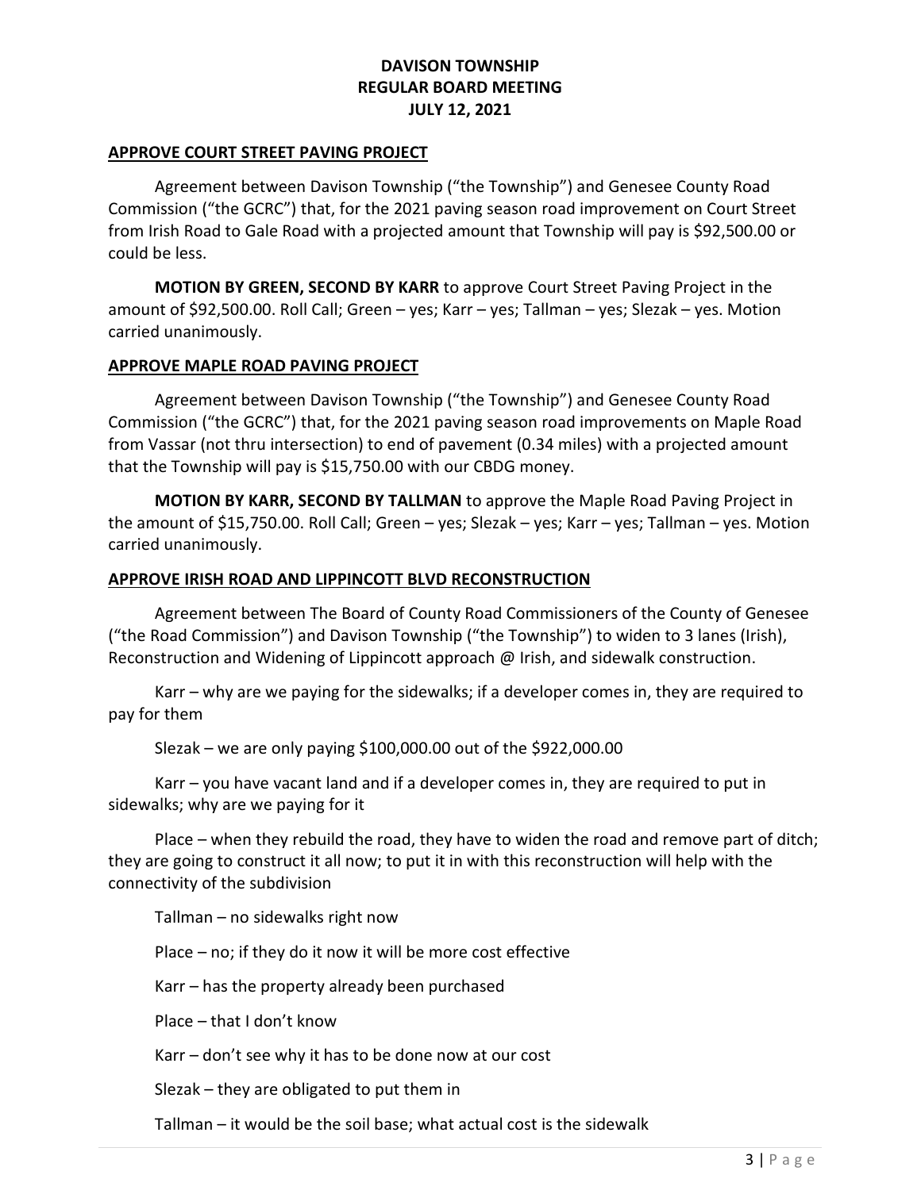## APPROVE COURT STREET PAVING PROJECT

Agreement between Davison Township ("the Township") and Genesee County Road Commission ("the GCRC") that, for the 2021 paving season road improvement on Court Street from Irish Road to Gale Road with a projected amount that Township will pay is $92,500.00 or could be less.

**MOTION BY GREEN, SECOND BY KARR** to approve Court Street Paving Project in the amount of $92,500.00. Roll Call; Green – yes; Karr – yes; Tallman – yes; Slezak – yes. Motion carried unanimously.

## APPROVE MAPLE ROAD PAVING PROJECT

Agreement between Davison Township ("the Township") and Genesee County Road Commission ("the GCRC") that, for the 2021 paving season road improvements on Maple Road from Vassar (not thru intersection) to end of pavement (0.34 miles) with a projected amount that the Township will pay is $15,750.00 with our CBDG money.

**MOTION BY KARR, SECOND BY TALLMAN** to approve the Maple Road Paving Project in the amount of $15,750.00. Roll Call; Green – yes; Slezak – yes; Karr – yes; Tallman – yes. Motion carried unanimously.

## APPROVE IRISH ROAD AND LIPPINCOTT BLVD RECONSTRUCTION

Agreement between The Board of County Road Commissioners of the County of Genesee ("the Road Commission") and Davison Township ("the Township") to widen to 3 lanes (Irish), Reconstruction and Widening of Lippincott approach @ Irish, and sidewalk construction.

Karr – why are we paying for the sidewalks; if a developer comes in, they are required to pay for them

Slezak – we are only paying $100,000.00 out of the $922,000.00

Karr – you have vacant land and if a developer comes in, they are required to put in sidewalks; why are we paying for it

Place – when they rebuild the road, they have to widen the road and remove part of ditch; they are going to construct it all now; to put it in with this reconstruction will help with the connectivity of the subdivision

Tallman – no sidewalks right now

Place – no; if they do it now it will be more cost effective

Karr – has the property already been purchased

Place – that I don't know

Karr – don't see why it has to be done now at our cost

Slezak – they are obligated to put them in

Tallman – it would be the soil base; what actual cost is the sidewalk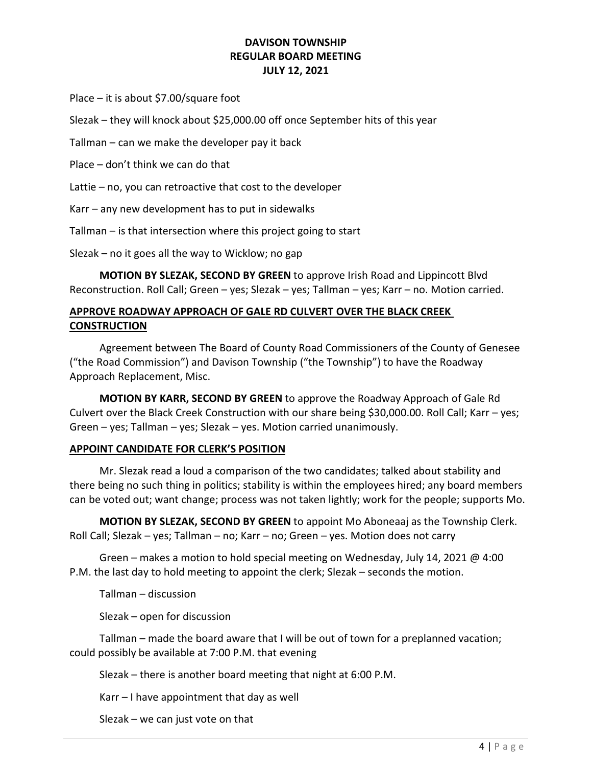Place – it is about $7.00/square foot

Slezak – they will knock about $25,000.00 off once September hits of this year

Tallman – can we make the developer pay it back

Place – don't think we can do that

Lattie – no, you can retroactive that cost to the developer

Karr – any new development has to put in sidewalks

Tallman – is that intersection where this project going to start

Slezak – no it goes all the way to Wicklow; no gap

**MOTION BY SLEZAK, SECOND BY GREEN** to approve Irish Road and Lippincott Blvd Reconstruction. Roll Call; Green – yes; Slezak – yes; Tallman – yes; Karr – no. Motion carried.

## APPROVE ROADWAY APPROACH OF GALE RD CULVERT OVER THE BLACK CREEK CONSTRUCTION

Agreement between The Board of County Road Commissioners of the County of Genesee ("the Road Commission") and Davison Township ("the Township") to have the Roadway Approach Replacement, Misc.

**MOTION BY KARR, SECOND BY GREEN** to approve the Roadway Approach of Gale Rd Culvert over the Black Creek Construction with our share being $30,000.00. Roll Call; Karr – yes; Green – yes; Tallman – yes; Slezak – yes. Motion carried unanimously.

## APPOINT CANDIDATE FOR CLERK'S POSITION

Mr. Slezak read a loud a comparison of the two candidates; talked about stability and there being no such thing in politics; stability is within the employees hired; any board members can be voted out; want change; process was not taken lightly; work for the people; supports Mo.

**MOTION BY SLEZAK, SECOND BY GREEN** to appoint Mo Aboneaaj as the Township Clerk. Roll Call; Slezak – yes; Tallman – no; Karr – no; Green – yes. Motion does not carry

Green – makes a motion to hold special meeting on Wednesday, July 14, 2021 @ 4:00 P.M. the last day to hold meeting to appoint the clerk; Slezak – seconds the motion.

Tallman – discussion

Slezak – open for discussion

Tallman – made the board aware that I will be out of town for a preplanned vacation; could possibly be available at 7:00 P.M. that evening

Slezak – there is another board meeting that night at 6:00 P.M.

Karr – I have appointment that day as well

Slezak – we can just vote on that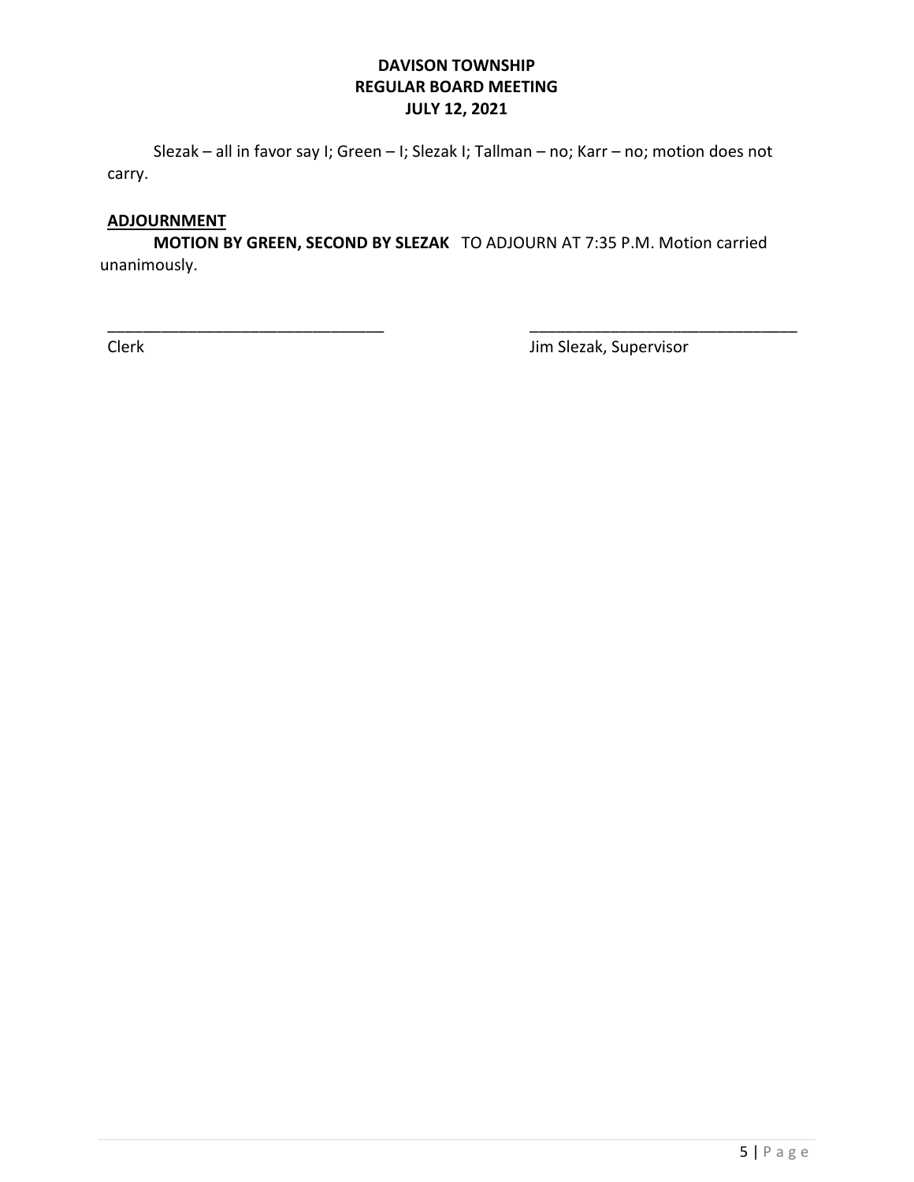Slezak – all in favor say I; Green – I; Slezak I; Tallman – no; Karr – no; motion does not carry.

**ADJOURNMENT**

**MOTION BY GREEN, SECOND BY SLEZAK** TO ADJOURN AT 7:35 P.M. Motion carried unanimously.

_______________________________ _______________________________

Clerk Jim Slezak, Supervisor